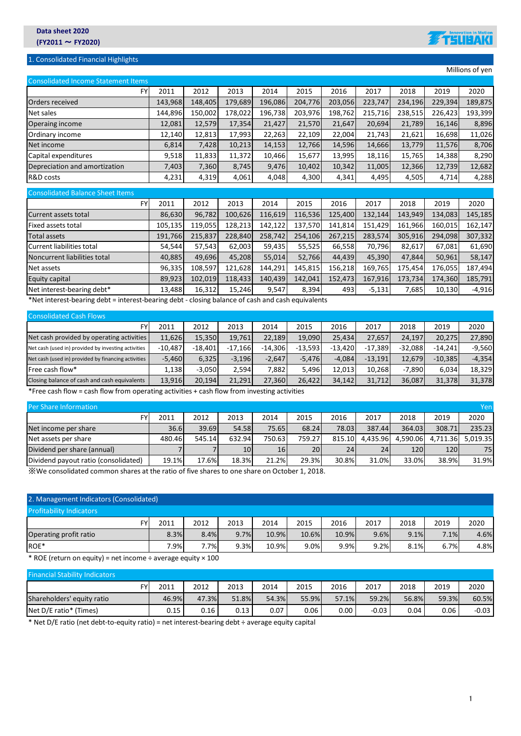**Data sheet 2020**
**(FY2011 ～ FY2020)**

## 1. Consolidated Financial Highlights

Millions of yen

### Consolidated Income Statement Items

| FY | 2011 | 2012 | 2013 | 2014 | 2015 | 2016 | 2017 | 2018 | 2019 | 2020 |
|---|---|---|---|---|---|---|---|---|---|---|
| Orders received | 143,968 | 148,405 | 179,689 | 196,086 | 204,776 | 203,056 | 223,747 | 234,196 | 229,394 | 189,875 |
| Net sales | 144,896 | 150,002 | 178,022 | 196,738 | 203,976 | 198,762 | 215,716 | 238,515 | 226,423 | 193,399 |
| Operaing income | 12,081 | 12,579 | 17,354 | 21,427 | 21,570 | 21,647 | 20,694 | 21,789 | 16,146 | 8,896 |
| Ordinary income | 12,140 | 12,813 | 17,993 | 22,263 | 22,109 | 22,004 | 21,743 | 21,621 | 16,698 | 11,026 |
| Net income | 6,814 | 7,428 | 10,213 | 14,153 | 12,766 | 14,596 | 14,666 | 13,779 | 11,576 | 8,706 |
| Capital expenditures | 9,518 | 11,833 | 11,372 | 10,466 | 15,677 | 13,995 | 18,116 | 15,765 | 14,388 | 8,290 |
| Depreciation and amortization | 7,403 | 7,360 | 8,745 | 9,476 | 10,402 | 10,342 | 11,005 | 12,366 | 12,739 | 12,682 |
| R&D costs | 4,231 | 4,319 | 4,061 | 4,048 | 4,300 | 4,341 | 4,495 | 4,505 | 4,714 | 4,288 |

### Consolidated Balance Sheet Items

| FY | 2011 | 2012 | 2013 | 2014 | 2015 | 2016 | 2017 | 2018 | 2019 | 2020 |
|---|---|---|---|---|---|---|---|---|---|---|
| Current assets total | 86,630 | 96,782 | 100,626 | 116,619 | 116,536 | 125,400 | 132,144 | 143,949 | 134,083 | 145,185 |
| Fixed assets total | 105,135 | 119,055 | 128,213 | 142,122 | 137,570 | 141,814 | 151,429 | 161,966 | 160,015 | 162,147 |
| Total assets | 191,766 | 215,837 | 228,840 | 258,742 | 254,106 | 267,215 | 283,574 | 305,916 | 294,098 | 307,332 |
| Current liabilities total | 54,544 | 57,543 | 62,003 | 59,435 | 55,525 | 66,558 | 70,796 | 82,617 | 67,081 | 61,690 |
| Noncurrent liabilities total | 40,885 | 49,696 | 45,208 | 55,014 | 52,766 | 44,439 | 45,390 | 47,844 | 50,961 | 58,147 |
| Net assets | 96,335 | 108,597 | 121,628 | 144,291 | 145,815 | 156,218 | 169,765 | 175,454 | 176,055 | 187,494 |
| Equity capital | 89,923 | 102,019 | 118,433 | 140,439 | 142,041 | 152,473 | 167,916 | 173,734 | 174,360 | 185,791 |
| Net interest-bearing debt* | 13,488 | 16,312 | 15,246 | 9,547 | 8,394 | 493 | -5,131 | 7,685 | 10,130 | -4,916 |

*Net interest-bearing debt = interest-bearing debt - closing balance of cash and cash equivalents

### Consolidated Cash Flows

| FY | 2011 | 2012 | 2013 | 2014 | 2015 | 2016 | 2017 | 2018 | 2019 | 2020 |
|---|---|---|---|---|---|---|---|---|---|---|
| Net cash provided by operating activities | 11,626 | 15,350 | 19,761 | 22,189 | 19,090 | 25,434 | 27,657 | 24,197 | 20,275 | 27,890 |
| Net cash (used in) provided by investing activities | -10,487 | -18,401 | -17,166 | -14,306 | -13,593 | -13,420 | -17,389 | -32,088 | -14,241 | -9,560 |
| Net cash (used in) provided by financing activities | -5,460 | 6,325 | -3,196 | -2,647 | -5,476 | -4,084 | -13,191 | 12,679 | -10,385 | -4,354 |
| Free cash flow* | 1,138 | -3,050 | 2,594 | 7,882 | 5,496 | 12,013 | 10,268 | -7,890 | 6,034 | 18,329 |
| Closing balance of cash and cash equivalents | 13,916 | 20,194 | 21,291 | 27,360 | 26,422 | 34,142 | 31,712 | 36,087 | 31,378 | 31,378 |

*Free cash flow = cash flow from operating activities + cash flow from investing activities

### Per Share Information

Yen

| FY | 2011 | 2012 | 2013 | 2014 | 2015 | 2016 | 2017 | 2018 | 2019 | 2020 |
|---|---|---|---|---|---|---|---|---|---|---|
| Net income per share | 36.6 | 39.69 | 54.58 | 75.65 | 68.24 | 78.03 | 387.44 | 364.03 | 308.71 | 235.23 |
| Net assets per share | 480.46 | 545.14 | 632.94 | 750.63 | 759.27 | 815.10 | 4,435.96 | 4,590.06 | 4,711.36 | 5,019.35 |
| Dividend per share (annual) | 7 | 7 | 10 | 16 | 20 | 24 | 24 | 120 | 120 | 75 |
| Dividend payout ratio (consolidated) | 19.1% | 17.6% | 18.3% | 21.2% | 29.3% | 30.8% | 31.0% | 33.0% | 38.9% | 31.9% |

※We consolidated common shares at the ratio of five shares to one share on October 1, 2018.

## 2. Management Indicators (Consolidated)

### Profitability Indicators

| FY | 2011 | 2012 | 2013 | 2014 | 2015 | 2016 | 2017 | 2018 | 2019 | 2020 |
|---|---|---|---|---|---|---|---|---|---|---|
| Operating profit ratio | 8.3% | 8.4% | 9.7% | 10.9% | 10.6% | 10.9% | 9.6% | 9.1% | 7.1% | 4.6% |
| ROE* | 7.9% | 7.7% | 9.3% | 10.9% | 9.0% | 9.9% | 9.2% | 8.1% | 6.7% | 4.8% |

* ROE (return on equity) = net income ÷ average equity × 100

### Financial Stability Indicators

| FY | 2011 | 2012 | 2013 | 2014 | 2015 | 2016 | 2017 | 2018 | 2019 | 2020 |
|---|---|---|---|---|---|---|---|---|---|---|
| Shareholders' equity ratio | 46.9% | 47.3% | 51.8% | 54.3% | 55.9% | 57.1% | 59.2% | 56.8% | 59.3% | 60.5% |
| Net D/E ratio* (Times) | 0.15 | 0.16 | 0.13 | 0.07 | 0.06 | 0.00 | -0.03 | 0.04 | 0.06 | -0.03 |

* Net D/E ratio (net debt-to-equity ratio) = net interest-bearing debt ÷ average equity capital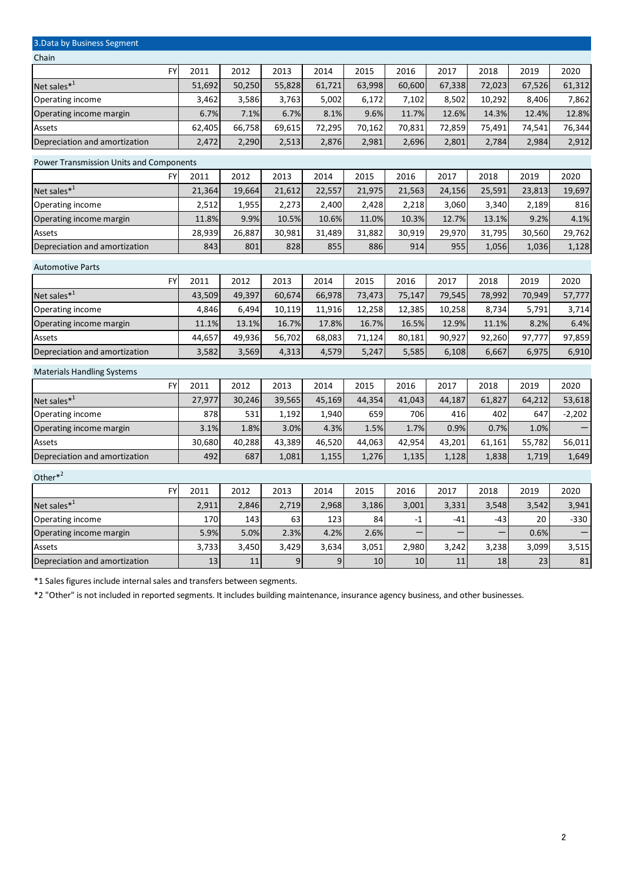## 3.Data by Business Segment

### Chain

| FY | 2011 | 2012 | 2013 | 2014 | 2015 | 2016 | 2017 | 2018 | 2019 | 2020 |
|---|---|---|---|---|---|---|---|---|---|---|
| Net sales*1 | 51,692 | 50,250 | 55,828 | 61,721 | 63,998 | 60,600 | 67,338 | 72,023 | 67,526 | 61,312 |
| Operating income | 3,462 | 3,586 | 3,763 | 5,002 | 6,172 | 7,102 | 8,502 | 10,292 | 8,406 | 7,862 |
| Operating income margin | 6.7% | 7.1% | 6.7% | 8.1% | 9.6% | 11.7% | 12.6% | 14.3% | 12.4% | 12.8% |
| Assets | 62,405 | 66,758 | 69,615 | 72,295 | 70,162 | 70,831 | 72,859 | 75,491 | 74,541 | 76,344 |
| Depreciation and amortization | 2,472 | 2,290 | 2,513 | 2,876 | 2,981 | 2,696 | 2,801 | 2,784 | 2,984 | 2,912 |

### Power Transmission Units and Components

| FY | 2011 | 2012 | 2013 | 2014 | 2015 | 2016 | 2017 | 2018 | 2019 | 2020 |
|---|---|---|---|---|---|---|---|---|---|---|
| Net sales*1 | 21,364 | 19,664 | 21,612 | 22,557 | 21,975 | 21,563 | 24,156 | 25,591 | 23,813 | 19,697 |
| Operating income | 2,512 | 1,955 | 2,273 | 2,400 | 2,428 | 2,218 | 3,060 | 3,340 | 2,189 | 816 |
| Operating income margin | 11.8% | 9.9% | 10.5% | 10.6% | 11.0% | 10.3% | 12.7% | 13.1% | 9.2% | 4.1% |
| Assets | 28,939 | 26,887 | 30,981 | 31,489 | 31,882 | 30,919 | 29,970 | 31,795 | 30,560 | 29,762 |
| Depreciation and amortization | 843 | 801 | 828 | 855 | 886 | 914 | 955 | 1,056 | 1,036 | 1,128 |

### Automotive Parts

| FY | 2011 | 2012 | 2013 | 2014 | 2015 | 2016 | 2017 | 2018 | 2019 | 2020 |
|---|---|---|---|---|---|---|---|---|---|---|
| Net sales*1 | 43,509 | 49,397 | 60,674 | 66,978 | 73,473 | 75,147 | 79,545 | 78,992 | 70,949 | 57,777 |
| Operating income | 4,846 | 6,494 | 10,119 | 11,916 | 12,258 | 12,385 | 10,258 | 8,734 | 5,791 | 3,714 |
| Operating income margin | 11.1% | 13.1% | 16.7% | 17.8% | 16.7% | 16.5% | 12.9% | 11.1% | 8.2% | 6.4% |
| Assets | 44,657 | 49,936 | 56,702 | 68,083 | 71,124 | 80,181 | 90,927 | 92,260 | 97,777 | 97,859 |
| Depreciation and amortization | 3,582 | 3,569 | 4,313 | 4,579 | 5,247 | 5,585 | 6,108 | 6,667 | 6,975 | 6,910 |

### Materials Handling Systems

| FY | 2011 | 2012 | 2013 | 2014 | 2015 | 2016 | 2017 | 2018 | 2019 | 2020 |
|---|---|---|---|---|---|---|---|---|---|---|
| Net sales*1 | 27,977 | 30,246 | 39,565 | 45,169 | 44,354 | 41,043 | 44,187 | 61,827 | 64,212 | 53,618 |
| Operating income | 878 | 531 | 1,192 | 1,940 | 659 | 706 | 416 | 402 | 647 | -2,202 |
| Operating income margin | 3.1% | 1.8% | 3.0% | 4.3% | 1.5% | 1.7% | 0.9% | 0.7% | 1.0% | — |
| Assets | 30,680 | 40,288 | 43,389 | 46,520 | 44,063 | 42,954 | 43,201 | 61,161 | 55,782 | 56,011 |
| Depreciation and amortization | 492 | 687 | 1,081 | 1,155 | 1,276 | 1,135 | 1,128 | 1,838 | 1,719 | 1,649 |

### Other*2

| FY | 2011 | 2012 | 2013 | 2014 | 2015 | 2016 | 2017 | 2018 | 2019 | 2020 |
|---|---|---|---|---|---|---|---|---|---|---|
| Net sales*1 | 2,911 | 2,846 | 2,719 | 2,968 | 3,186 | 3,001 | 3,331 | 3,548 | 3,542 | 3,941 |
| Operating income | 170 | 143 | 63 | 123 | 84 | -1 | -41 | -43 | 20 | -330 |
| Operating income margin | 5.9% | 5.0% | 2.3% | 4.2% | 2.6% | — | — | — | 0.6% | — |
| Assets | 3,733 | 3,450 | 3,429 | 3,634 | 3,051 | 2,980 | 3,242 | 3,238 | 3,099 | 3,515 |
| Depreciation and amortization | 13 | 11 | 9 | 9 | 10 | 10 | 11 | 18 | 23 | 81 |

*1 Sales figures include internal sales and transfers between segments.

*2 "Other" is not included in reported segments. It includes building maintenance, insurance agency business, and other businesses.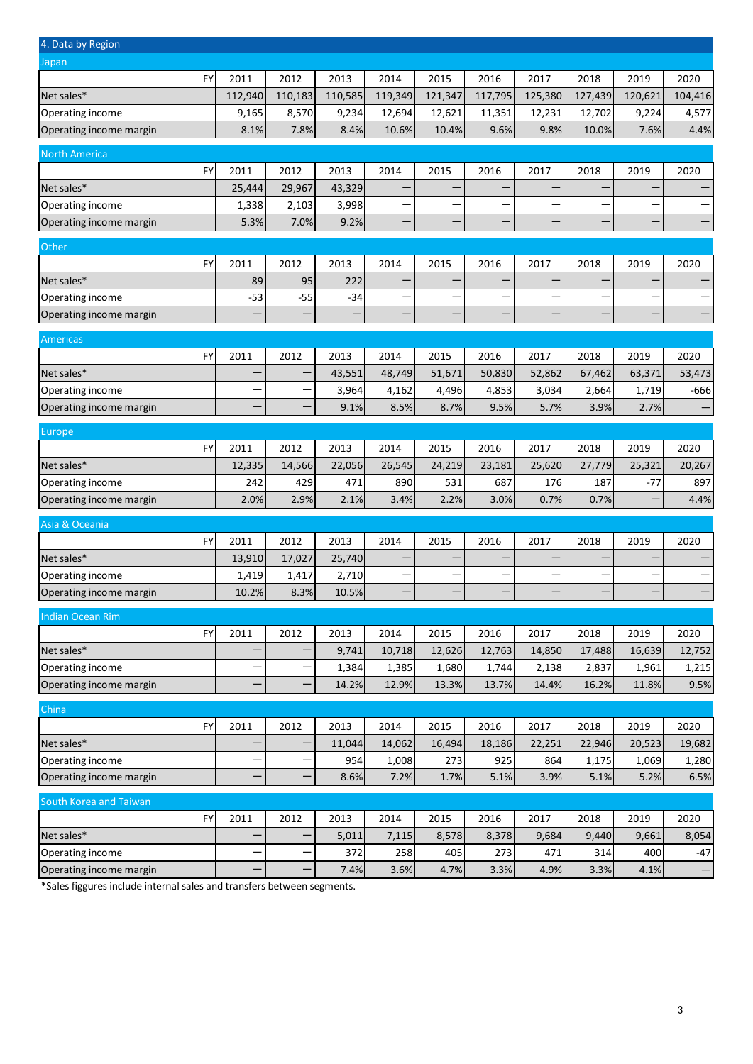## 4. Data by Region

### Japan

| FY | 2011 | 2012 | 2013 | 2014 | 2015 | 2016 | 2017 | 2018 | 2019 | 2020 |
|---|---|---|---|---|---|---|---|---|---|---|
| Net sales* | 112,940 | 110,183 | 110,585 | 119,349 | 121,347 | 117,795 | 125,380 | 127,439 | 120,621 | 104,416 |
| Operating income | 9,165 | 8,570 | 9,234 | 12,694 | 12,621 | 11,351 | 12,231 | 12,702 | 9,224 | 4,577 |
| Operating income margin | 8.1% | 7.8% | 8.4% | 10.6% | 10.4% | 9.6% | 9.8% | 10.0% | 7.6% | 4.4% |

### North America

| FY | 2011 | 2012 | 2013 | 2014 | 2015 | 2016 | 2017 | 2018 | 2019 | 2020 |
|---|---|---|---|---|---|---|---|---|---|---|
| Net sales* | 25,444 | 29,967 | 43,329 | – | – | – | – | – | – | – |
| Operating income | 1,338 | 2,103 | 3,998 | – | – | – | – | – | – | – |
| Operating income margin | 5.3% | 7.0% | 9.2% | – | – | – | – | – | – | – |

### Other

| FY | 2011 | 2012 | 2013 | 2014 | 2015 | 2016 | 2017 | 2018 | 2019 | 2020 |
|---|---|---|---|---|---|---|---|---|---|---|
| Net sales* | 89 | 95 | 222 | – | – | – | – | – | – | – |
| Operating income | -53 | -55 | -34 | – | – | – | – | – | – | – |
| Operating income margin | – | – | – | – | – | – | – | – | – | – |

### Americas

| FY | 2011 | 2012 | 2013 | 2014 | 2015 | 2016 | 2017 | 2018 | 2019 | 2020 |
|---|---|---|---|---|---|---|---|---|---|---|
| Net sales* | – | – | 43,551 | 48,749 | 51,671 | 50,830 | 52,862 | 67,462 | 63,371 | 53,473 |
| Operating income | – | – | 3,964 | 4,162 | 4,496 | 4,853 | 3,034 | 2,664 | 1,719 | -666 |
| Operating income margin | – | – | 9.1% | 8.5% | 8.7% | 9.5% | 5.7% | 3.9% | 2.7% | – |

### Europe

| FY | 2011 | 2012 | 2013 | 2014 | 2015 | 2016 | 2017 | 2018 | 2019 | 2020 |
|---|---|---|---|---|---|---|---|---|---|---|
| Net sales* | 12,335 | 14,566 | 22,056 | 26,545 | 24,219 | 23,181 | 25,620 | 27,779 | 25,321 | 20,267 |
| Operating income | 242 | 429 | 471 | 890 | 531 | 687 | 176 | 187 | -77 | 897 |
| Operating income margin | 2.0% | 2.9% | 2.1% | 3.4% | 2.2% | 3.0% | 0.7% | 0.7% | – | 4.4% |

### Asia & Oceania

| FY | 2011 | 2012 | 2013 | 2014 | 2015 | 2016 | 2017 | 2018 | 2019 | 2020 |
|---|---|---|---|---|---|---|---|---|---|---|
| Net sales* | 13,910 | 17,027 | 25,740 | – | – | – | – | – | – | – |
| Operating income | 1,419 | 1,417 | 2,710 | – | – | – | – | – | – | – |
| Operating income margin | 10.2% | 8.3% | 10.5% | – | – | – | – | – | – | – |

### Indian Ocean Rim

| FY | 2011 | 2012 | 2013 | 2014 | 2015 | 2016 | 2017 | 2018 | 2019 | 2020 |
|---|---|---|---|---|---|---|---|---|---|---|
| Net sales* | – | – | 9,741 | 10,718 | 12,626 | 12,763 | 14,850 | 17,488 | 16,639 | 12,752 |
| Operating income | – | – | 1,384 | 1,385 | 1,680 | 1,744 | 2,138 | 2,837 | 1,961 | 1,215 |
| Operating income margin | – | – | 14.2% | 12.9% | 13.3% | 13.7% | 14.4% | 16.2% | 11.8% | 9.5% |

### China

| FY | 2011 | 2012 | 2013 | 2014 | 2015 | 2016 | 2017 | 2018 | 2019 | 2020 |
|---|---|---|---|---|---|---|---|---|---|---|
| Net sales* | – | – | 11,044 | 14,062 | 16,494 | 18,186 | 22,251 | 22,946 | 20,523 | 19,682 |
| Operating income | – | – | 954 | 1,008 | 273 | 925 | 864 | 1,175 | 1,069 | 1,280 |
| Operating income margin | – | – | 8.6% | 7.2% | 1.7% | 5.1% | 3.9% | 5.1% | 5.2% | 6.5% |

### South Korea and Taiwan

| FY | 2011 | 2012 | 2013 | 2014 | 2015 | 2016 | 2017 | 2018 | 2019 | 2020 |
|---|---|---|---|---|---|---|---|---|---|---|
| Net sales* | – | – | 5,011 | 7,115 | 8,578 | 8,378 | 9,684 | 9,440 | 9,661 | 8,054 |
| Operating income | – | – | 372 | 258 | 405 | 273 | 471 | 314 | 400 | -47 |
| Operating income margin | – | – | 7.4% | 3.6% | 4.7% | 3.3% | 4.9% | 3.3% | 4.1% | – |

*Sales figgures include internal sales and transfers between segments.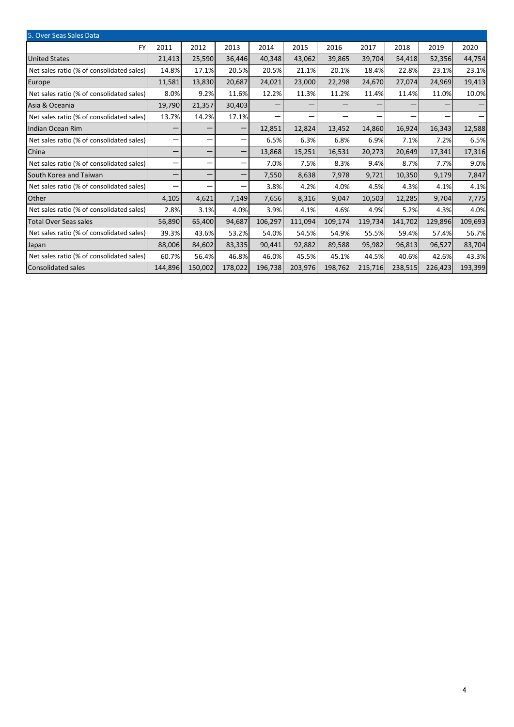## 5. Over Seas Sales Data

| FY | 2011 | 2012 | 2013 | 2014 | 2015 | 2016 | 2017 | 2018 | 2019 | 2020 |
|---|---|---|---|---|---|---|---|---|---|---|
| United States | 21,413 | 25,590 | 36,446 | 40,348 | 43,062 | 39,865 | 39,704 | 54,418 | 52,356 | 44,754 |
| Net sales ratio (% of consolidated sales) | 14.8% | 17.1% | 20.5% | 20.5% | 21.1% | 20.1% | 18.4% | 22.8% | 23.1% | 23.1% |
| Europe | 11,581 | 13,830 | 20,687 | 24,021 | 23,000 | 22,298 | 24,670 | 27,074 | 24,969 | 19,413 |
| Net sales ratio (% of consolidated sales) | 8.0% | 9.2% | 11.6% | 12.2% | 11.3% | 11.2% | 11.4% | 11.4% | 11.0% | 10.0% |
| Asia & Oceania | 19,790 | 21,357 | 30,403 | — | — | — | — | — | — | — |
| Net sales ratio (% of consolidated sales) | 13.7% | 14.2% | 17.1% | — | — | — | — | — | — | — |
| Indian Ocean Rim | — | — | — | 12,851 | 12,824 | 13,452 | 14,860 | 16,924 | 16,343 | 12,588 |
| Net sales ratio (% of consolidated sales) | — | — | — | 6.5% | 6.3% | 6.8% | 6.9% | 7.1% | 7.2% | 6.5% |
| China | — | — | — | 13,868 | 15,251 | 16,531 | 20,273 | 20,649 | 17,341 | 17,316 |
| Net sales ratio (% of consolidated sales) | — | — | — | 7.0% | 7.5% | 8.3% | 9.4% | 8.7% | 7.7% | 9.0% |
| South Korea and Taiwan | — | — | — | 7,550 | 8,638 | 7,978 | 9,721 | 10,350 | 9,179 | 7,847 |
| Net sales ratio (% of consolidated sales) | — | — | — | 3.8% | 4.2% | 4.0% | 4.5% | 4.3% | 4.1% | 4.1% |
| Other | 4,105 | 4,621 | 7,149 | 7,656 | 8,316 | 9,047 | 10,503 | 12,285 | 9,704 | 7,775 |
| Net sales ratio (% of consolidated sales) | 2.8% | 3.1% | 4.0% | 3.9% | 4.1% | 4.6% | 4.9% | 5.2% | 4.3% | 4.0% |
| Total Over Seas sales | 56,890 | 65,400 | 94,687 | 106,297 | 111,094 | 109,174 | 119,734 | 141,702 | 129,896 | 109,693 |
| Net sales ratio (% of consolidated sales) | 39.3% | 43.6% | 53.2% | 54.0% | 54.5% | 54.9% | 55.5% | 59.4% | 57.4% | 56.7% |
| Japan | 88,006 | 84,602 | 83,335 | 90,441 | 92,882 | 89,588 | 95,982 | 96,813 | 96,527 | 83,704 |
| Net sales ratio (% of consolidated sales) | 60.7% | 56.4% | 46.8% | 46.0% | 45.5% | 45.1% | 44.5% | 40.6% | 42.6% | 43.3% |
| Consolidated sales | 144,896 | 150,002 | 178,022 | 196,738 | 203,976 | 198,762 | 215,716 | 238,515 | 226,423 | 193,399 |